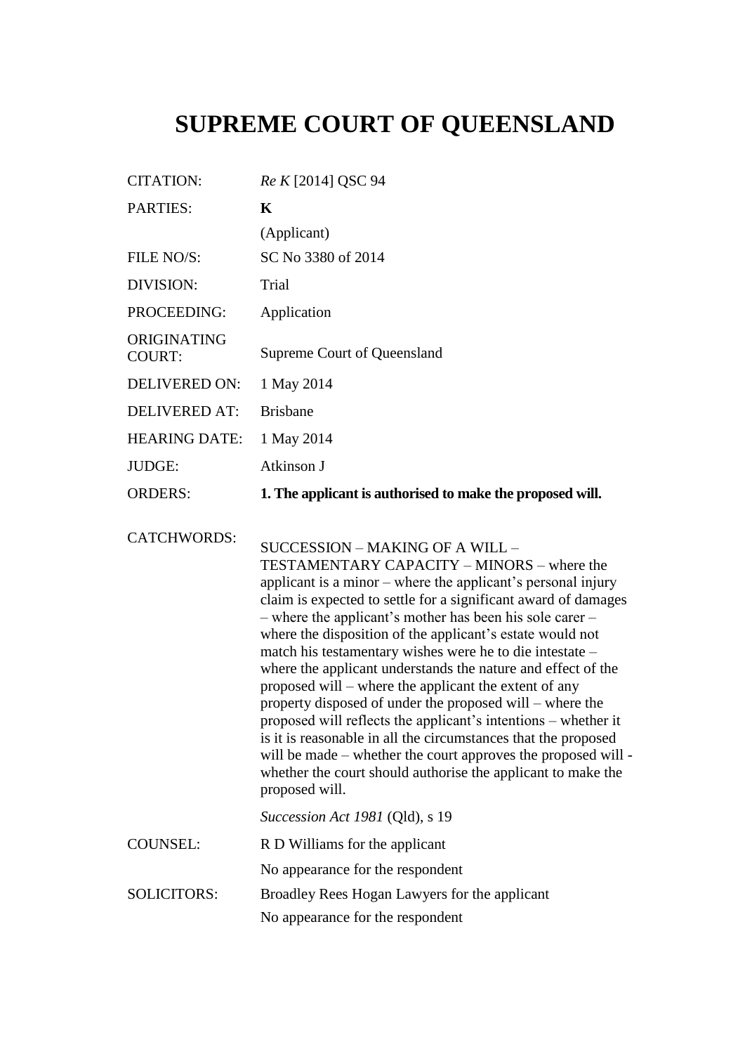# SUPREME COURT OF QUEENSLAND

| | |
|---|---|
| CITATION: | *Re K* [2014] QSC 94 |
| PARTIES: | **K** (Applicant) |
| FILE NO/S: | SC No 3380 of 2014 |
| DIVISION: | Trial |
| PROCEEDING: | Application |
| ORIGINATING COURT: | Supreme Court of Queensland |
| DELIVERED ON: | 1 May 2014 |
| DELIVERED AT: | Brisbane |
| HEARING DATE: | 1 May 2014 |
| JUDGE: | Atkinson J |
| ORDERS: | **1. The applicant is authorised to make the proposed will.** |
| CATCHWORDS: | SUCCESSION – MAKING OF A WILL – TESTAMENTARY CAPACITY – MINORS – where the applicant is a minor – where the applicant's personal injury claim is expected to settle for a significant award of damages – where the applicant's mother has been his sole carer – where the disposition of the applicant's estate would not match his testamentary wishes were he to die intestate – where the applicant understands the nature and effect of the proposed will – where the applicant the extent of any property disposed of under the proposed will – where the proposed will reflects the applicant's intentions – whether it is it is reasonable in all the circumstances that the proposed will be made – whether the court approves the proposed will - whether the court should authorise the applicant to make the proposed will.<br><br>*Succession Act 1981* (Qld), s 19 |
| COUNSEL: | R D Williams for the applicant<br><br>No appearance for the respondent |
| SOLICITORS: | Broadley Rees Hogan Lawyers for the applicant<br><br>No appearance for the respondent |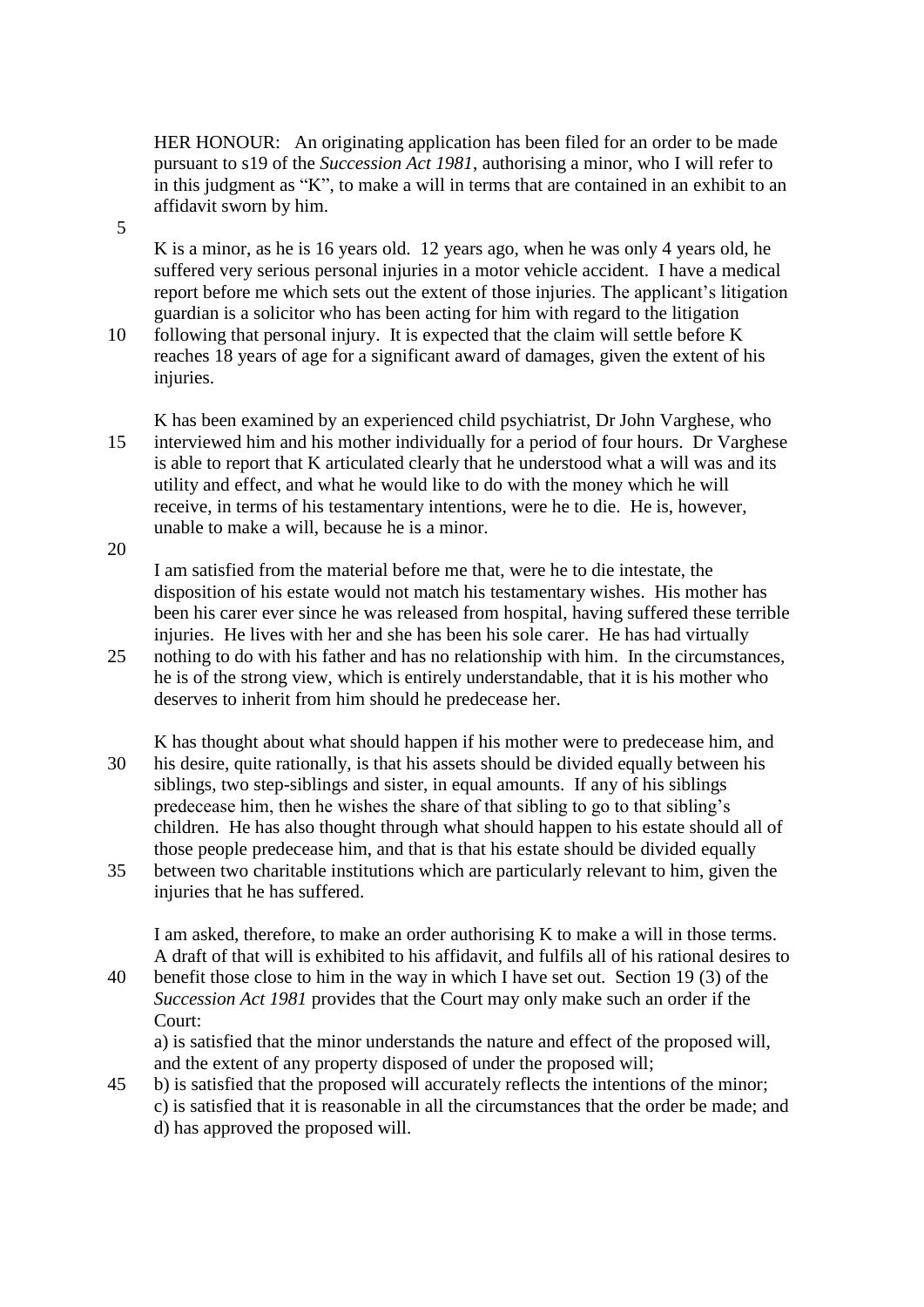HER HONOUR: An originating application has been filed for an order to be made pursuant to s19 of the *Succession Act 1981*, authorising a minor, who I will refer to in this judgment as "K", to make a will in terms that are contained in an exhibit to an affidavit sworn by him.

K is a minor, as he is 16 years old. 12 years ago, when he was only 4 years old, he suffered very serious personal injuries in a motor vehicle accident. I have a medical report before me which sets out the extent of those injuries. The applicant's litigation guardian is a solicitor who has been acting for him with regard to the litigation following that personal injury. It is expected that the claim will settle before K reaches 18 years of age for a significant award of damages, given the extent of his injuries.

K has been examined by an experienced child psychiatrist, Dr John Varghese, who interviewed him and his mother individually for a period of four hours. Dr Varghese is able to report that K articulated clearly that he understood what a will was and its utility and effect, and what he would like to do with the money which he will receive, in terms of his testamentary intentions, were he to die. He is, however, unable to make a will, because he is a minor.

I am satisfied from the material before me that, were he to die intestate, the disposition of his estate would not match his testamentary wishes. His mother has been his carer ever since he was released from hospital, having suffered these terrible injuries. He lives with her and she has been his sole carer. He has had virtually nothing to do with his father and has no relationship with him. In the circumstances, he is of the strong view, which is entirely understandable, that it is his mother who deserves to inherit from him should he predecease her.

K has thought about what should happen if his mother were to predecease him, and his desire, quite rationally, is that his assets should be divided equally between his siblings, two step-siblings and sister, in equal amounts. If any of his siblings predecease him, then he wishes the share of that sibling to go to that sibling's children. He has also thought through what should happen to his estate should all of those people predecease him, and that is that his estate should be divided equally between two charitable institutions which are particularly relevant to him, given the injuries that he has suffered.

I am asked, therefore, to make an order authorising K to make a will in those terms. A draft of that will is exhibited to his affidavit, and fulfils all of his rational desires to benefit those close to him in the way in which I have set out. Section 19 (3) of the *Succession Act 1981* provides that the Court may only make such an order if the Court:

a) is satisfied that the minor understands the nature and effect of the proposed will, and the extent of any property disposed of under the proposed will;
b) is satisfied that the proposed will accurately reflects the intentions of the minor;
c) is satisfied that it is reasonable in all the circumstances that the order be made; and
d) has approved the proposed will.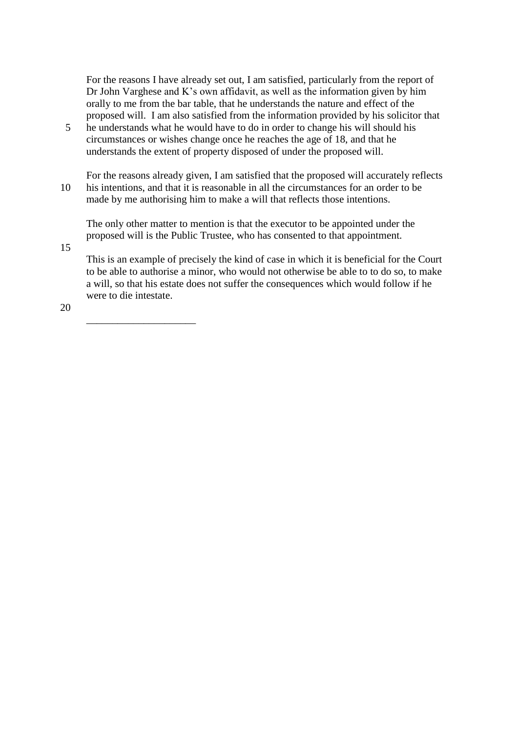For the reasons I have already set out, I am satisfied, particularly from the report of Dr John Varghese and K's own affidavit, as well as the information given by him orally to me from the bar table, that he understands the nature and effect of the proposed will. I am also satisfied from the information provided by his solicitor that he understands what he would have to do in order to change his will should his circumstances or wishes change once he reaches the age of 18, and that he understands the extent of property disposed of under the proposed will.

For the reasons already given, I am satisfied that the proposed will accurately reflects his intentions, and that it is reasonable in all the circumstances for an order to be made by me authorising him to make a will that reflects those intentions.

The only other matter to mention is that the executor to be appointed under the proposed will is the Public Trustee, who has consented to that appointment.

This is an example of precisely the kind of case in which it is beneficial for the Court to be able to authorise a minor, who would not otherwise be able to to do so, to make a will, so that his estate does not suffer the consequences which would follow if he were to die intestate.

\_\_\_\_\_\_\_\_\_\_\_\_\_\_\_\_\_\_\_\_